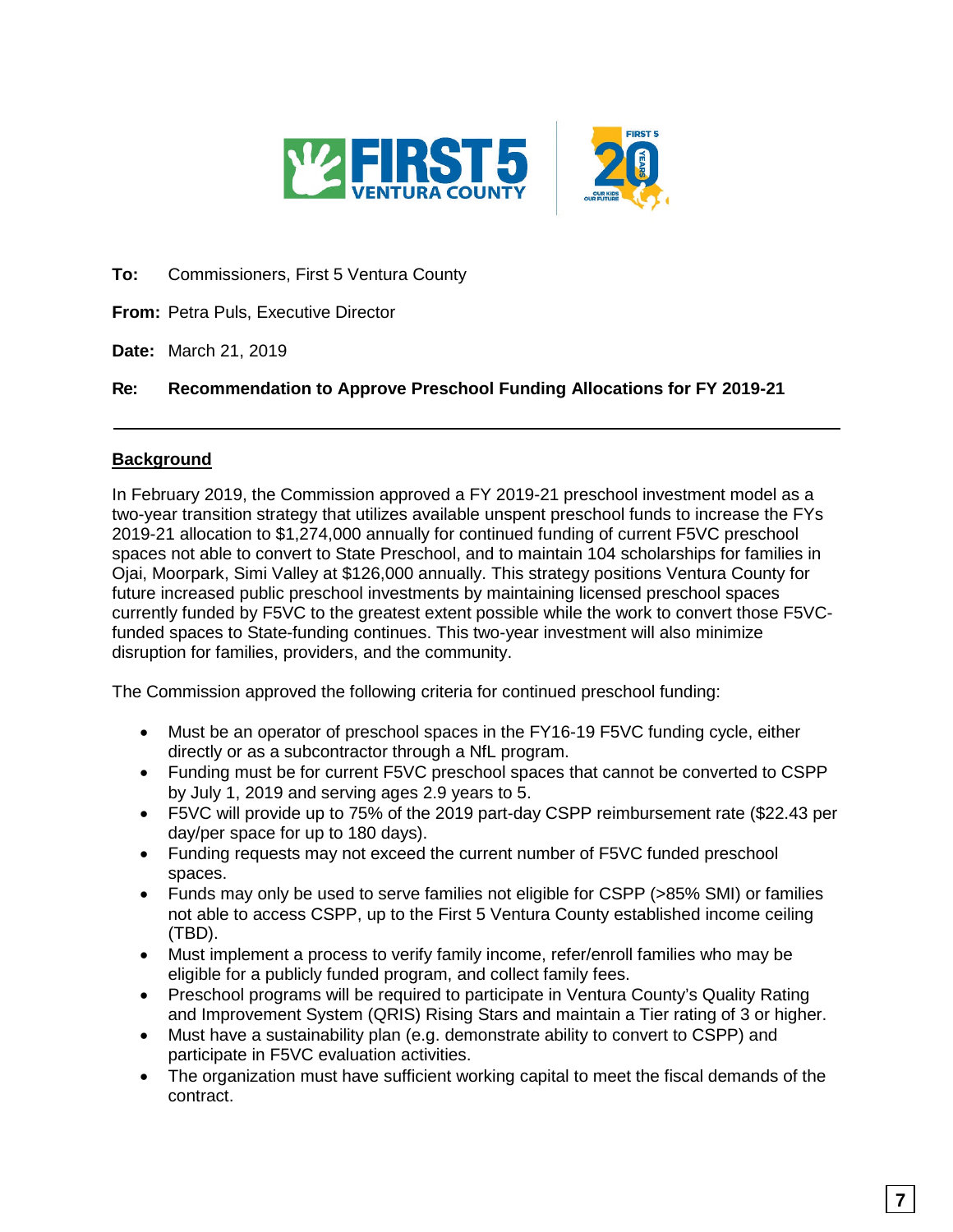**To:** Commissioners, First 5 Ventura County

**From:** Petra Puls, Executive Director

**Date:** March 21, 2019

**Re: Recommendation to Approve Preschool Funding Allocations for FY 2019-21**

---

## Background

In February 2019, the Commission approved a FY 2019-21 preschool investment model as a two-year transition strategy that utilizes available unspent preschool funds to increase the FYs 2019-21 allocation to $1,274,000 annually for continued funding of current F5VC preschool spaces not able to convert to State Preschool, and to maintain 104 scholarships for families in Ojai, Moorpark, Simi Valley at $126,000 annually. This strategy positions Ventura County for future increased public preschool investments by maintaining licensed preschool spaces currently funded by F5VC to the greatest extent possible while the work to convert those F5VC-funded spaces to State-funding continues. This two-year investment will also minimize disruption for families, providers, and the community.

The Commission approved the following criteria for continued preschool funding:

- Must be an operator of preschool spaces in the FY16-19 F5VC funding cycle, either directly or as a subcontractor through a NfL program.
- Funding must be for current F5VC preschool spaces that cannot be converted to CSPP by July 1, 2019 and serving ages 2.9 years to 5.
- F5VC will provide up to 75% of the 2019 part-day CSPP reimbursement rate ($22.43 per day/per space for up to 180 days).
- Funding requests may not exceed the current number of F5VC funded preschool spaces.
- Funds may only be used to serve families not eligible for CSPP (>85% SMI) or families not able to access CSPP, up to the First 5 Ventura County established income ceiling (TBD).
- Must implement a process to verify family income, refer/enroll families who may be eligible for a publicly funded program, and collect family fees.
- Preschool programs will be required to participate in Ventura County's Quality Rating and Improvement System (QRIS) Rising Stars and maintain a Tier rating of 3 or higher.
- Must have a sustainability plan (e.g. demonstrate ability to convert to CSPP) and participate in F5VC evaluation activities.
- The organization must have sufficient working capital to meet the fiscal demands of the contract.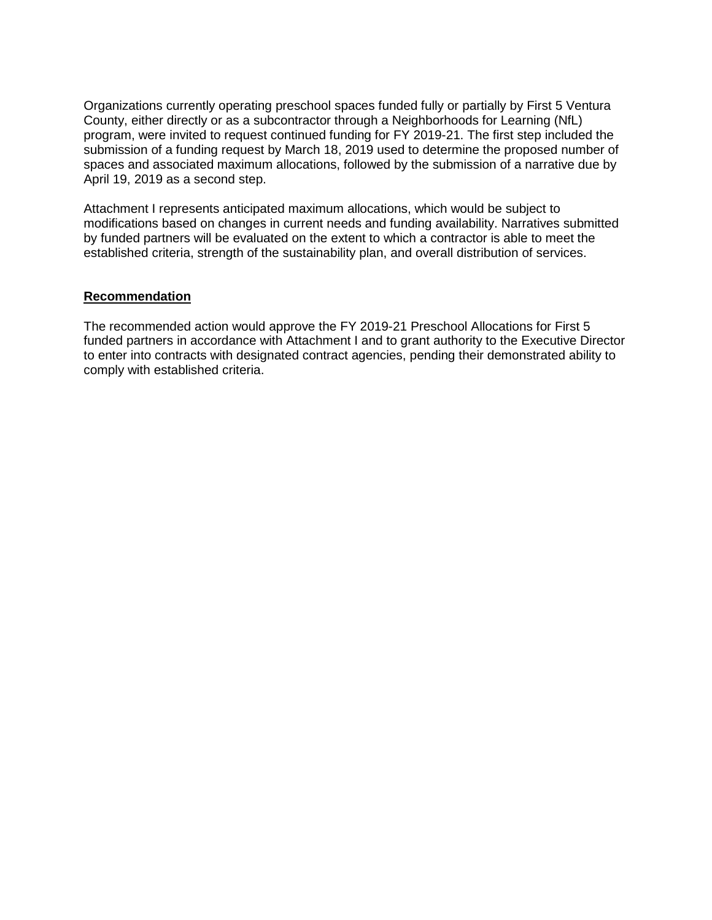Organizations currently operating preschool spaces funded fully or partially by First 5 Ventura County, either directly or as a subcontractor through a Neighborhoods for Learning (NfL) program, were invited to request continued funding for FY 2019-21. The first step included the submission of a funding request by March 18, 2019 used to determine the proposed number of spaces and associated maximum allocations, followed by the submission of a narrative due by April 19, 2019 as a second step.

Attachment I represents anticipated maximum allocations, which would be subject to modifications based on changes in current needs and funding availability. Narratives submitted by funded partners will be evaluated on the extent to which a contractor is able to meet the established criteria, strength of the sustainability plan, and overall distribution of services.

**Recommendation**

The recommended action would approve the FY 2019-21 Preschool Allocations for First 5 funded partners in accordance with Attachment I and to grant authority to the Executive Director to enter into contracts with designated contract agencies, pending their demonstrated ability to comply with established criteria.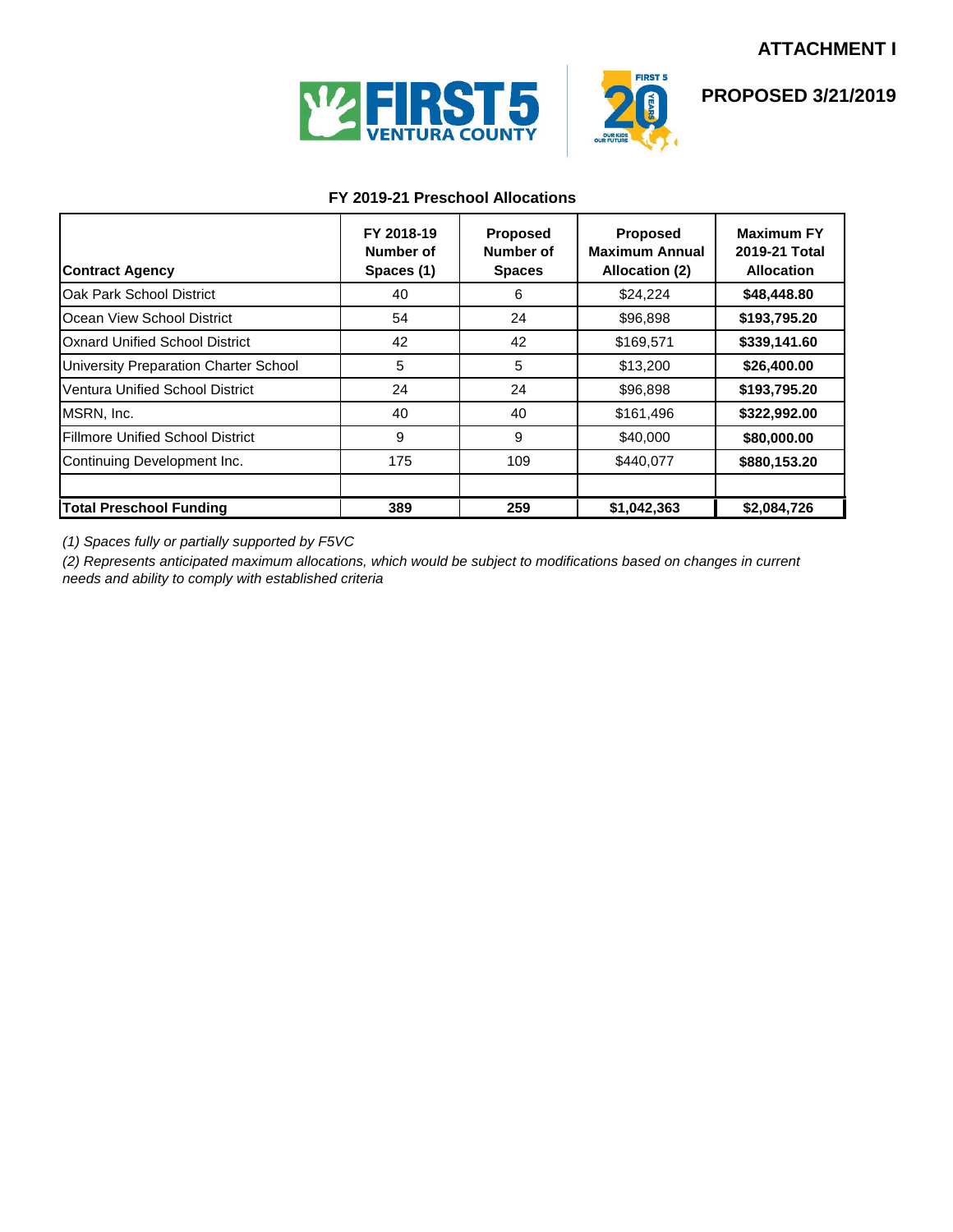**ATTACHMENT I**

**PROPOSED 3/21/2019**

### FY 2019-21 Preschool Allocations

| Contract Agency | FY 2018-19 Number of Spaces (1) | Proposed Number of Spaces | Proposed Maximum Annual Allocation (2) | Maximum FY 2019-21 Total Allocation |
|---|---|---|---|---|
| Oak Park School District | 40 | 6 | $24,224 | **$48,448.80** |
| Ocean View School District | 54 | 24 | $96,898 | **$193,795.20** |
| Oxnard Unified School District | 42 | 42 | $169,571 | **$339,141.60** |
| University Preparation Charter School | 5 | 5 | $13,200 | **$26,400.00** |
| Ventura Unified School District | 24 | 24 | $96,898 | **$193,795.20** |
| MSRN, Inc. | 40 | 40 | $161,496 | **$322,992.00** |
| Fillmore Unified School District | 9 | 9 | $40,000 | **$80,000.00** |
| Continuing Development Inc. | 175 | 109 | $440,077 | **$880,153.20** |
| | | | | |
| **Total Preschool Funding** | **389** | **259** | **$1,042,363** | **$2,084,726** |

*(1) Spaces fully or partially supported by F5VC*

*(2) Represents anticipated maximum allocations, which would be subject to modifications based on changes in current needs and ability to comply with established criteria*